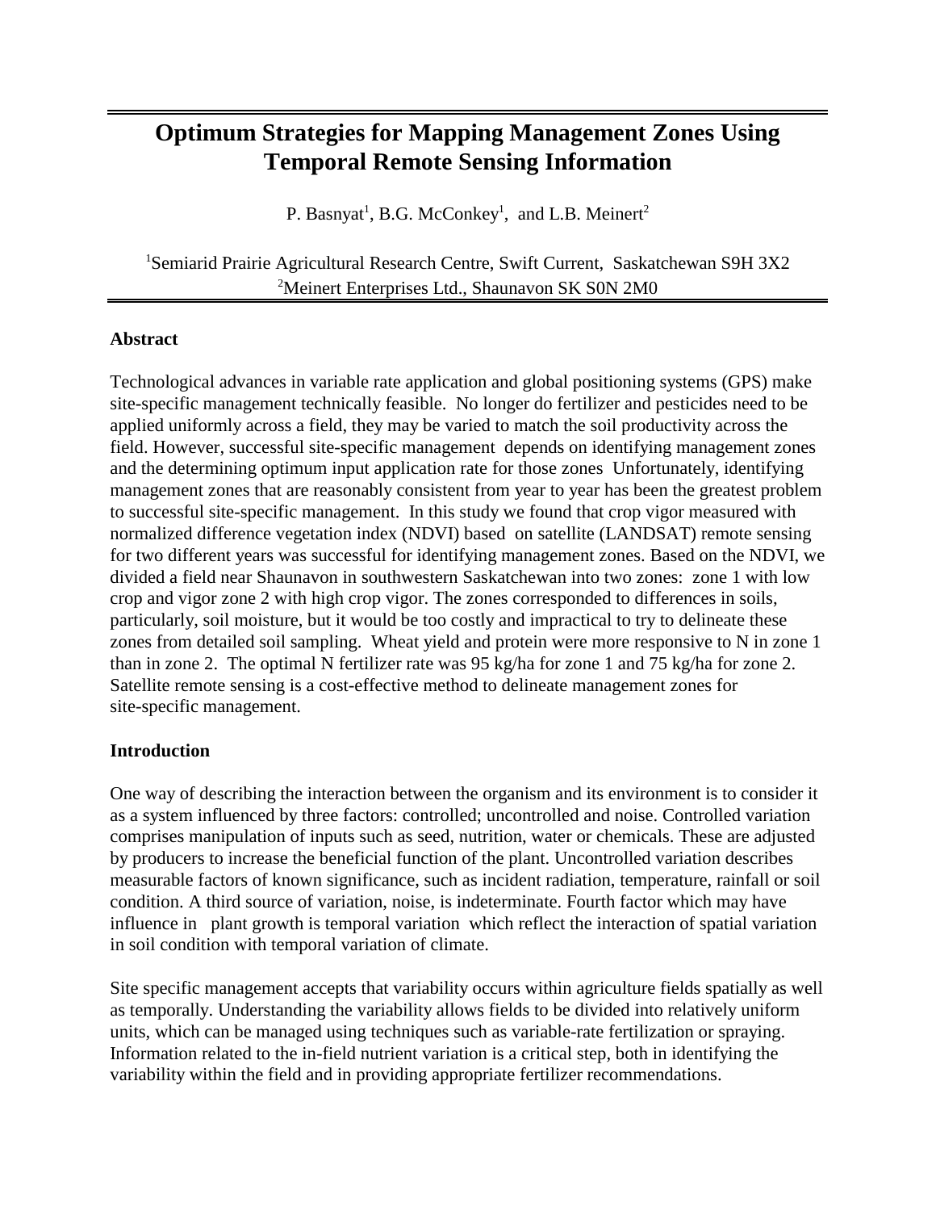# Optimum Strategies for Mapping Management Zones Using Temporal Remote Sensing Information

P. Basnyat[1], B.G. McConkey[1], and L.B. Meinert[2]

[1]Semiarid Prairie Agricultural Research Centre, Swift Current, Saskatchewan S9H 3X2
[2]Meinert Enterprises Ltd., Shaunavon SK S0N 2M0

## Abstract

Technological advances in variable rate application and global positioning systems (GPS) make site-specific management technically feasible. No longer do fertilizer and pesticides need to be applied uniformly across a field, they may be varied to match the soil productivity across the field. However, successful site-specific management depends on identifying management zones and the determining optimum input application rate for those zones Unfortunately, identifying management zones that are reasonably consistent from year to year has been the greatest problem to successful site-specific management. In this study we found that crop vigor measured with normalized difference vegetation index (NDVI) based on satellite (LANDSAT) remote sensing for two different years was successful for identifying management zones. Based on the NDVI, we divided a field near Shaunavon in southwestern Saskatchewan into two zones: zone 1 with low crop and vigor zone 2 with high crop vigor. The zones corresponded to differences in soils, particularly, soil moisture, but it would be too costly and impractical to try to delineate these zones from detailed soil sampling. Wheat yield and protein were more responsive to N in zone 1 than in zone 2. The optimal N fertilizer rate was 95 kg/ha for zone 1 and 75 kg/ha for zone 2. Satellite remote sensing is a cost-effective method to delineate management zones for site-specific management.

## Introduction

One way of describing the interaction between the organism and its environment is to consider it as a system influenced by three factors: controlled; uncontrolled and noise. Controlled variation comprises manipulation of inputs such as seed, nutrition, water or chemicals. These are adjusted by producers to increase the beneficial function of the plant. Uncontrolled variation describes measurable factors of known significance, such as incident radiation, temperature, rainfall or soil condition. A third source of variation, noise, is indeterminate. Fourth factor which may have influence in plant growth is temporal variation which reflect the interaction of spatial variation in soil condition with temporal variation of climate.

Site specific management accepts that variability occurs within agriculture fields spatially as well as temporally. Understanding the variability allows fields to be divided into relatively uniform units, which can be managed using techniques such as variable-rate fertilization or spraying. Information related to the in-field nutrient variation is a critical step, both in identifying the variability within the field and in providing appropriate fertilizer recommendations.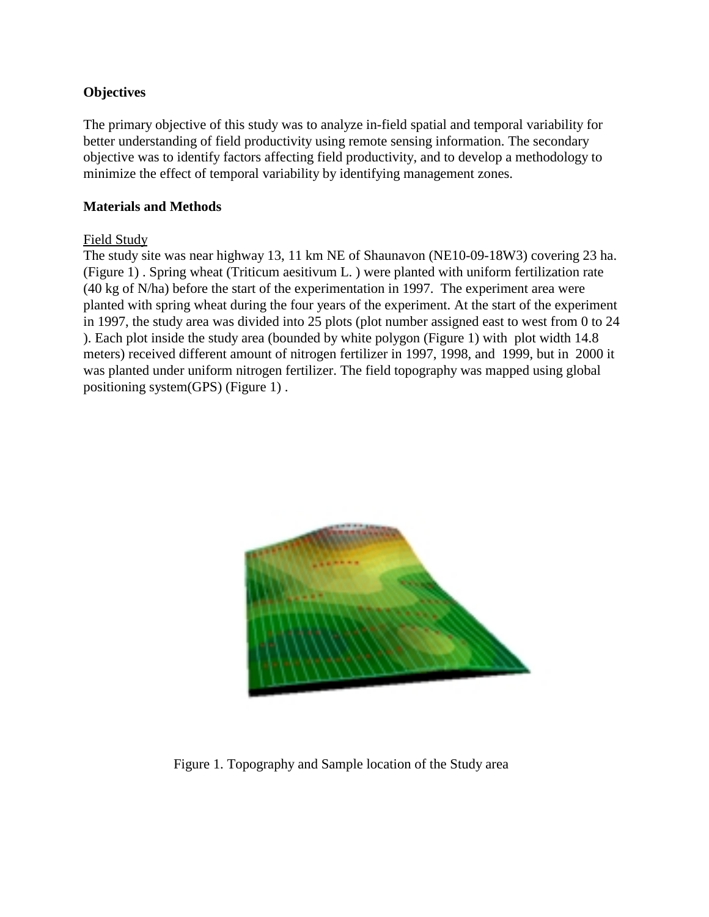**Objectives**

The primary objective of this study was to analyze in-field spatial and temporal variability for better understanding of field productivity using remote sensing information. The secondary objective was to identify factors affecting field productivity, and to develop a methodology to minimize the effect of temporal variability by identifying management zones.

**Materials and Methods**

Field Study

The study site was near highway 13, 11 km NE of Shaunavon (NE10-09-18W3) covering 23 ha. (Figure 1) . Spring wheat (Triticum aesitivum L. ) were planted with uniform fertilization rate (40 kg of N/ha) before the start of the experimentation in 1997. The experiment area were planted with spring wheat during the four years of the experiment. At the start of the experiment in 1997, the study area was divided into 25 plots (plot number assigned east to west from 0 to 24 ). Each plot inside the study area (bounded by white polygon (Figure 1) with plot width 14.8 meters) received different amount of nitrogen fertilizer in 1997, 1998, and 1999, but in 2000 it was planted under uniform nitrogen fertilizer. The field topography was mapped using global positioning system(GPS) (Figure 1) .

Figure 1. Topography and Sample location of the Study area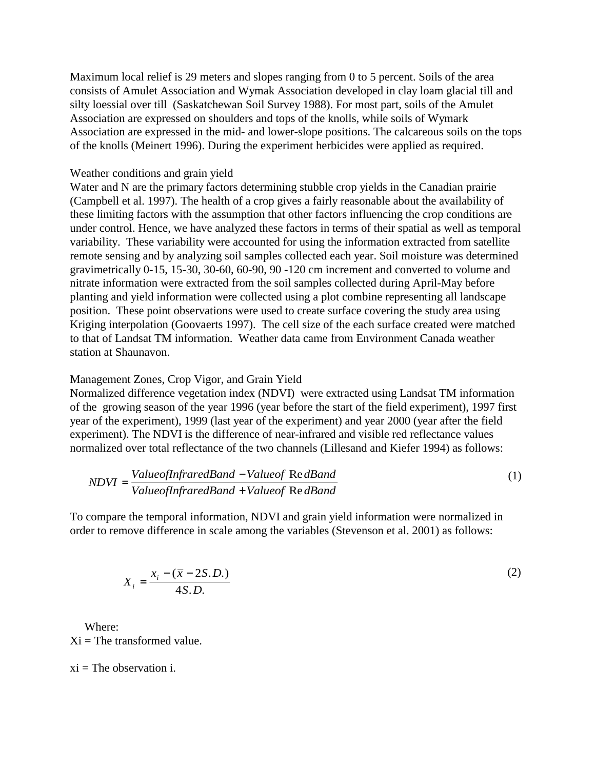Maximum local relief is 29 meters and slopes ranging from 0 to 5 percent. Soils of the area consists of Amulet Association and Wymak Association developed in clay loam glacial till and silty loessial over till (Saskatchewan Soil Survey 1988). For most part, soils of the Amulet Association are expressed on shoulders and tops of the knolls, while soils of Wymark Association are expressed in the mid- and lower-slope positions. The calcareous soils on the tops of the knolls (Meinert 1996). During the experiment herbicides were applied as required.

Weather conditions and grain yield

Water and N are the primary factors determining stubble crop yields in the Canadian prairie (Campbell et al. 1997). The health of a crop gives a fairly reasonable about the availability of these limiting factors with the assumption that other factors influencing the crop conditions are under control. Hence, we have analyzed these factors in terms of their spatial as well as temporal variability. These variability were accounted for using the information extracted from satellite remote sensing and by analyzing soil samples collected each year. Soil moisture was determined gravimetrically 0-15, 15-30, 30-60, 60-90, 90 -120 cm increment and converted to volume and nitrate information were extracted from the soil samples collected during April-May before planting and yield information were collected using a plot combine representing all landscape position. These point observations were used to create surface covering the study area using Kriging interpolation (Goovaerts 1997). The cell size of the each surface created were matched to that of Landsat TM information. Weather data came from Environment Canada weather station at Shaunavon.

Management Zones, Crop Vigor, and Grain Yield

Normalized difference vegetation index (NDVI) were extracted using Landsat TM information of the growing season of the year 1996 (year before the start of the field experiment), 1997 first year of the experiment), 1999 (last year of the experiment) and year 2000 (year after the field experiment). The NDVI is the difference of near-infrared and visible red reflectance values normalized over total reflectance of the two channels (Lillesand and Kiefer 1994) as follows:

$$NDVI = \frac{ValueofInfraredBand - Valueof\ RedBand}{ValueofInfraredBand + Valueof\ RedBand} \quad (1)$$

To compare the temporal information, NDVI and grain yield information were normalized in order to remove difference in scale among the variables (Stevenson et al. 2001) as follows:

$$X_i = \frac{x_i - (\bar{x} - 2S.D.)}{4S.D.} \quad (2)$$

Where:

Xi = The transformed value.

xi = The observation i.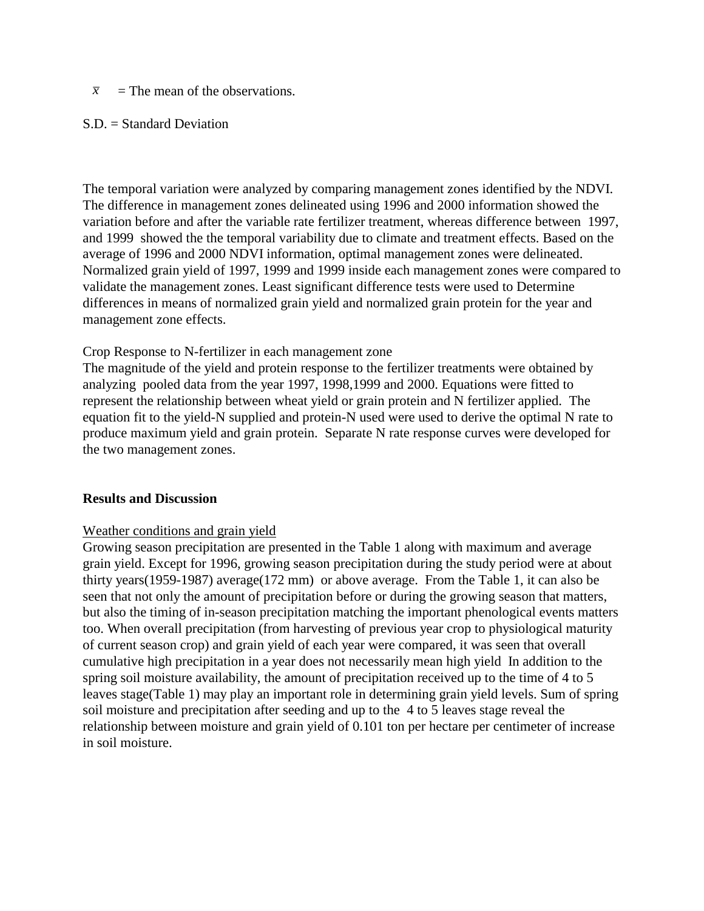$\bar{x}$ = The mean of the observations.

S.D. = Standard Deviation

The temporal variation were analyzed by comparing management zones identified by the NDVI. The difference in management zones delineated using 1996 and 2000 information showed the variation before and after the variable rate fertilizer treatment, whereas difference between 1997, and 1999 showed the the temporal variability due to climate and treatment effects. Based on the average of 1996 and 2000 NDVI information, optimal management zones were delineated. Normalized grain yield of 1997, 1999 and 1999 inside each management zones were compared to validate the management zones. Least significant difference tests were used to Determine differences in means of normalized grain yield and normalized grain protein for the year and management zone effects.

Crop Response to N-fertilizer in each management zone

The magnitude of the yield and protein response to the fertilizer treatments were obtained by analyzing pooled data from the year 1997, 1998,1999 and 2000. Equations were fitted to represent the relationship between wheat yield or grain protein and N fertilizer applied. The equation fit to the yield-N supplied and protein-N used were used to derive the optimal N rate to produce maximum yield and grain protein. Separate N rate response curves were developed for the two management zones.

**Results and Discussion**

Weather conditions and grain yield

Growing season precipitation are presented in the Table 1 along with maximum and average grain yield. Except for 1996, growing season precipitation during the study period were at about thirty years(1959-1987) average(172 mm) or above average. From the Table 1, it can also be seen that not only the amount of precipitation before or during the growing season that matters, but also the timing of in-season precipitation matching the important phenological events matters too. When overall precipitation (from harvesting of previous year crop to physiological maturity of current season crop) and grain yield of each year were compared, it was seen that overall cumulative high precipitation in a year does not necessarily mean high yield In addition to the spring soil moisture availability, the amount of precipitation received up to the time of 4 to 5 leaves stage(Table 1) may play an important role in determining grain yield levels. Sum of spring soil moisture and precipitation after seeding and up to the 4 to 5 leaves stage reveal the relationship between moisture and grain yield of 0.101 ton per hectare per centimeter of increase in soil moisture.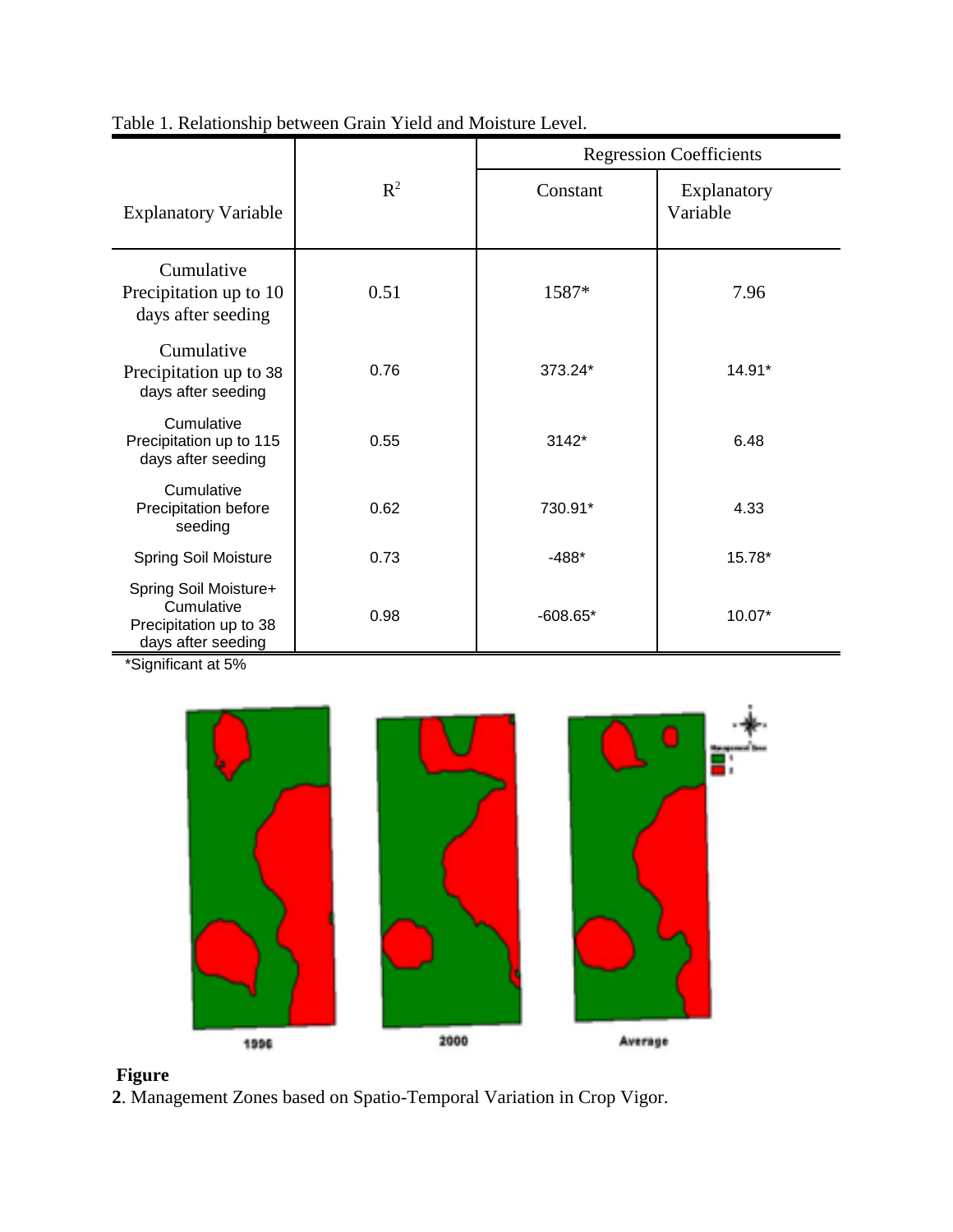Table 1. Relationship between Grain Yield and Moisture Level.

| Explanatory Variable | $R^2$ | Regression Coefficients | |
|---|---|---|---|
| | | Constant | Explanatory Variable |
| Cumulative Precipitation up to 10 days after seeding | 0.51 | 1587* | 7.96 |
| Cumulative Precipitation up to 38 days after seeding | 0.76 | 373.24* | 14.91* |
| Cumulative Precipitation up to 115 days after seeding | 0.55 | 3142* | 6.48 |
| Cumulative Precipitation before seeding | 0.62 | 730.91* | 4.33 |
| Spring Soil Moisture | 0.73 | -488* | 15.78* |
| Spring Soil Moisture+ Cumulative Precipitation up to 38 days after seeding | 0.98 | -608.65* | 10.07* |

*Significant at 5%

1996

2000

Average

**Figure**
**2**. Management Zones based on Spatio-Temporal Variation in Crop Vigor.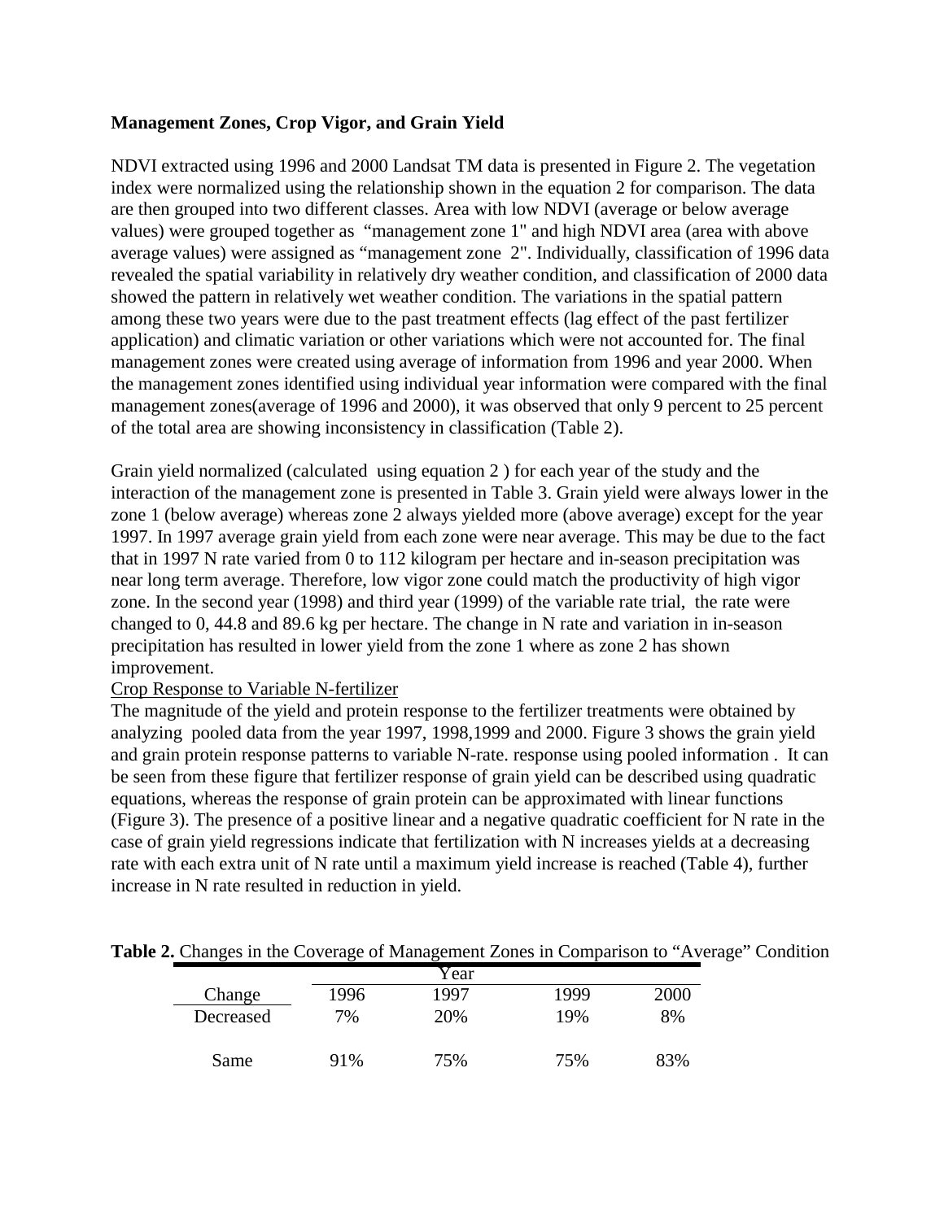**Management Zones, Crop Vigor, and Grain Yield**

NDVI extracted using 1996 and 2000 Landsat TM data is presented in Figure 2. The vegetation index were normalized using the relationship shown in the equation 2 for comparison. The data are then grouped into two different classes. Area with low NDVI (average or below average values) were grouped together as "management zone 1" and high NDVI area (area with above average values) were assigned as "management zone 2". Individually, classification of 1996 data revealed the spatial variability in relatively dry weather condition, and classification of 2000 data showed the pattern in relatively wet weather condition. The variations in the spatial pattern among these two years were due to the past treatment effects (lag effect of the past fertilizer application) and climatic variation or other variations which were not accounted for. The final management zones were created using average of information from 1996 and year 2000. When the management zones identified using individual year information were compared with the final management zones(average of 1996 and 2000), it was observed that only 9 percent to 25 percent of the total area are showing inconsistency in classification (Table 2).

Grain yield normalized (calculated using equation 2 ) for each year of the study and the interaction of the management zone is presented in Table 3. Grain yield were always lower in the zone 1 (below average) whereas zone 2 always yielded more (above average) except for the year 1997. In 1997 average grain yield from each zone were near average. This may be due to the fact that in 1997 N rate varied from 0 to 112 kilogram per hectare and in-season precipitation was near long term average. Therefore, low vigor zone could match the productivity of high vigor zone. In the second year (1998) and third year (1999) of the variable rate trial, the rate were changed to 0, 44.8 and 89.6 kg per hectare. The change in N rate and variation in in-season precipitation has resulted in lower yield from the zone 1 where as zone 2 has shown improvement.

Crop Response to Variable N-fertilizer

The magnitude of the yield and protein response to the fertilizer treatments were obtained by analyzing pooled data from the year 1997, 1998,1999 and 2000. Figure 3 shows the grain yield and grain protein response patterns to variable N-rate. response using pooled information . It can be seen from these figure that fertilizer response of grain yield can be described using quadratic equations, whereas the response of grain protein can be approximated with linear functions (Figure 3). The presence of a positive linear and a negative quadratic coefficient for N rate in the case of grain yield regressions indicate that fertilization with N increases yields at a decreasing rate with each extra unit of N rate until a maximum yield increase is reached (Table 4), further increase in N rate resulted in reduction in yield.

**Table 2.** Changes in the Coverage of Management Zones in Comparison to "Average" Condition

| | Year | | | |
|---|---|---|---|---|
| Change | 1996 | 1997 | 1999 | 2000 |
| Decreased | 7% | 20% | 19% | 8% |
| Same | 91% | 75% | 75% | 83% |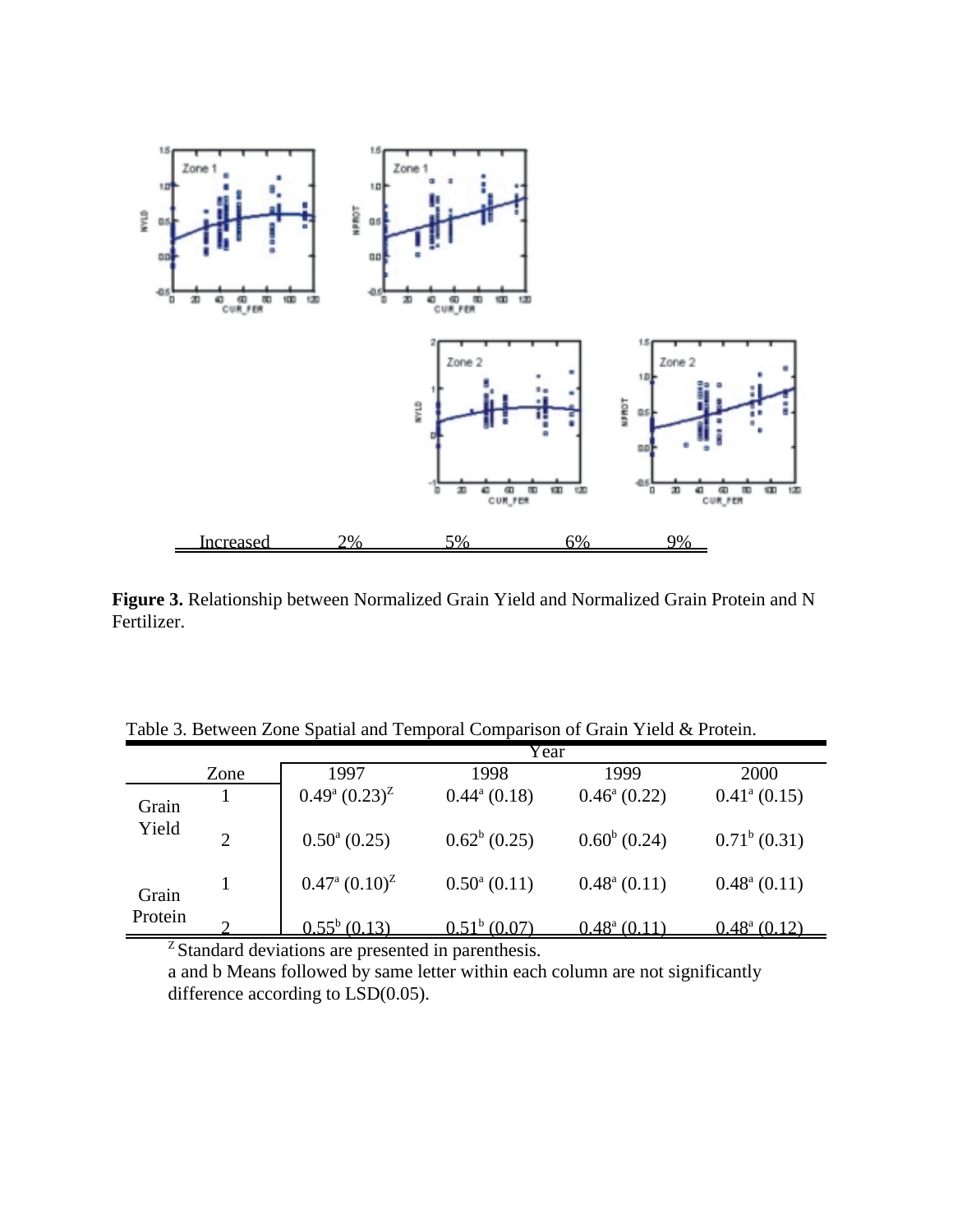| Increased | 2% | 5% | 6% | 9% |
|---|---|---|---|---|

**Figure 3.** Relationship between Normalized Grain Yield and Normalized Grain Protein and N Fertilizer.

Table 3. Between Zone Spatial and Temporal Comparison of Grain Yield & Protein.

| | Zone | Year 1997 | 1998 | 1999 | 2000 |
|---|---|---|---|---|---|
| Grain Yield | 1 | 0.49[a] (0.23)[Z] | 0.44[a] (0.18) | 0.46[a] (0.22) | 0.41[a] (0.15) |
| | 2 | 0.50[a] (0.25) | 0.62[b] (0.25) | 0.60[b] (0.24) | 0.71[b] (0.31) |
| Grain Protein | 1 | 0.47[a] (0.10)[Z] | 0.50[a] (0.11) | 0.48[a] (0.11) | 0.48[a] (0.11) |
| | 2 | 0.55[b] (0.13) | 0.51[b] (0.07) | 0.48[a] (0.11) | 0.48[a] (0.12) |

[Z] Standard deviations are presented in parenthesis.
a and b Means followed by same letter within each column are not significantly difference according to LSD(0.05).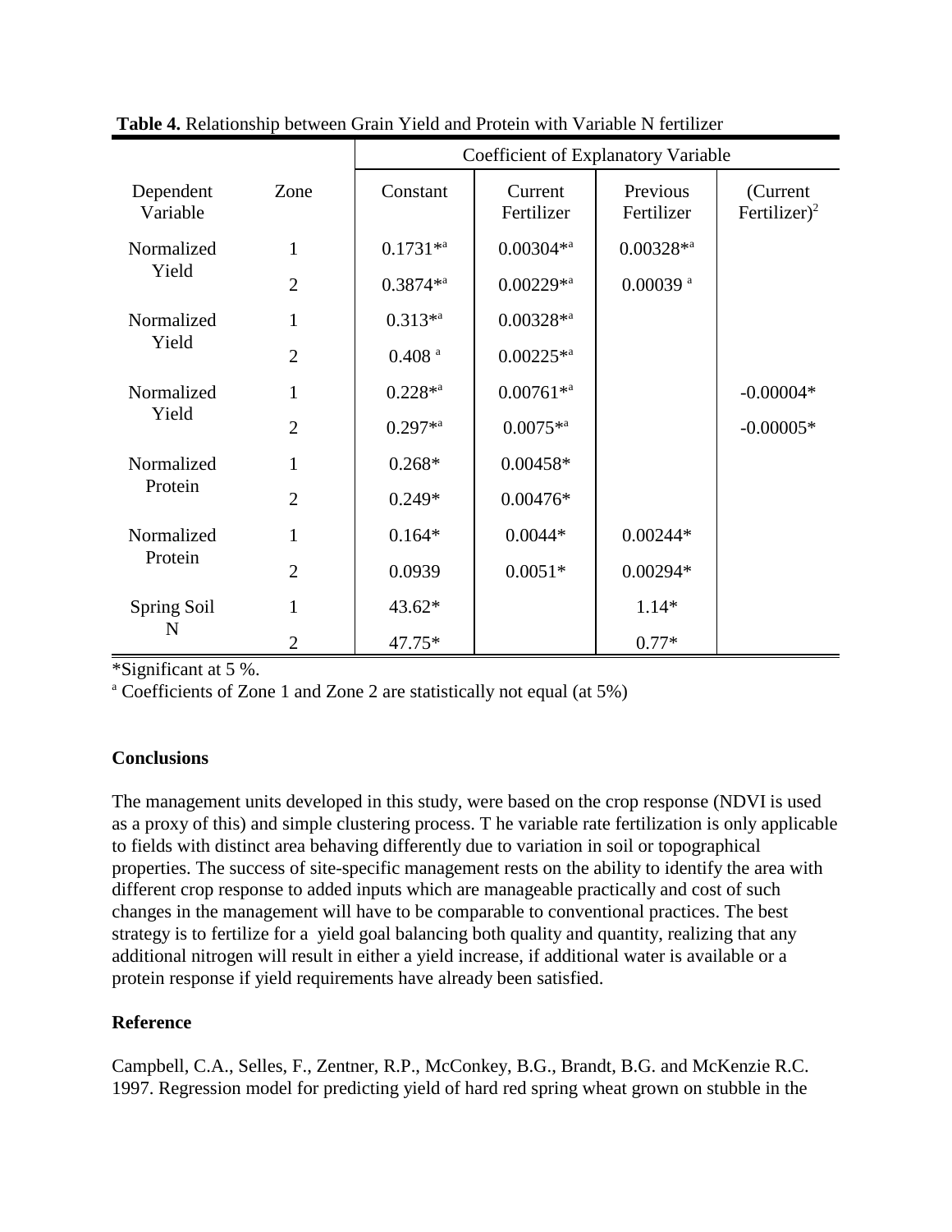**Table 4.** Relationship between Grain Yield and Protein with Variable N fertilizer

| Dependent Variable | Zone | Coefficient of Explanatory Variable | | | |
|---|---|---|---|---|---|
| | | Constant | Current Fertilizer | Previous Fertilizer | (Current Fertilizer)$^2$ |
| Normalized Yield | 1 | 0.1731*[a] | 0.00304*[a] | 0.00328*[a] | |
| | 2 | 0.3874*[a] | 0.00229*[a] | 0.00039 [a] | |
| Normalized Yield | 1 | 0.313*[a] | 0.00328*[a] | | |
| | 2 | 0.408 [a] | 0.00225*[a] | | |
| Normalized Yield | 1 | 0.228*[a] | 0.00761*[a] | | -0.00004* |
| | 2 | 0.297*[a] | 0.0075*[a] | | -0.00005* |
| Normalized Protein | 1 | 0.268* | 0.00458* | | |
| | 2 | 0.249* | 0.00476* | | |
| Normalized Protein | 1 | 0.164* | 0.0044* | 0.00244* | |
| | 2 | 0.0939 | 0.0051* | 0.00294* | |
| Spring Soil N | 1 | 43.62* | | 1.14* | |
| | 2 | 47.75* | | 0.77* | |

*Significant at 5 %.

[a] Coefficients of Zone 1 and Zone 2 are statistically not equal (at 5%)

**Conclusions**

The management units developed in this study, were based on the crop response (NDVI is used as a proxy of this) and simple clustering process. T he variable rate fertilization is only applicable to fields with distinct area behaving differently due to variation in soil or topographical properties. The success of site-specific management rests on the ability to identify the area with different crop response to added inputs which are manageable practically and cost of such changes in the management will have to be comparable to conventional practices. The best strategy is to fertilize for a yield goal balancing both quality and quantity, realizing that any additional nitrogen will result in either a yield increase, if additional water is available or a protein response if yield requirements have already been satisfied.

**Reference**

Campbell, C.A., Selles, F., Zentner, R.P., McConkey, B.G., Brandt, B.G. and McKenzie R.C. 1997. Regression model for predicting yield of hard red spring wheat grown on stubble in the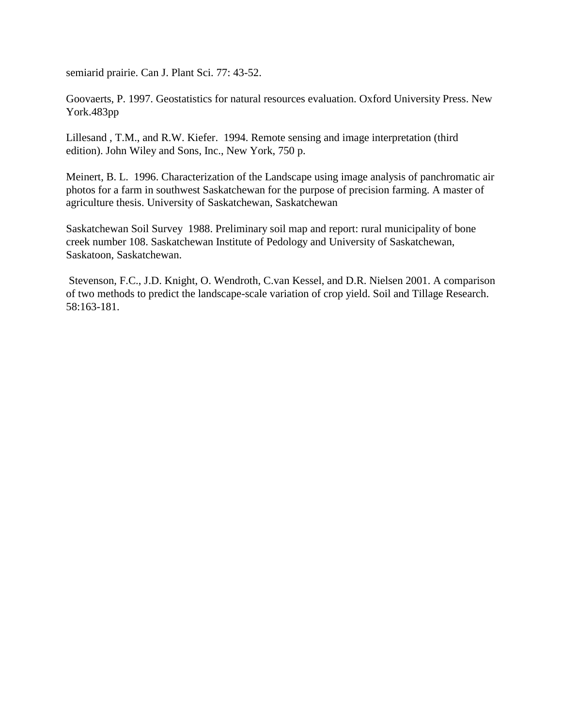semiarid prairie. Can J. Plant Sci. 77: 43-52.

Goovaerts, P. 1997. Geostatistics for natural resources evaluation. Oxford University Press. New York.483pp

Lillesand , T.M., and R.W. Kiefer. 1994. Remote sensing and image interpretation (third edition). John Wiley and Sons, Inc., New York, 750 p.

Meinert, B. L. 1996. Characterization of the Landscape using image analysis of panchromatic air photos for a farm in southwest Saskatchewan for the purpose of precision farming. A master of agriculture thesis. University of Saskatchewan, Saskatchewan

Saskatchewan Soil Survey 1988. Preliminary soil map and report: rural municipality of bone creek number 108. Saskatchewan Institute of Pedology and University of Saskatchewan, Saskatoon, Saskatchewan.

Stevenson, F.C., J.D. Knight, O. Wendroth, C.van Kessel, and D.R. Nielsen 2001. A comparison of two methods to predict the landscape-scale variation of crop yield. Soil and Tillage Research. 58:163-181.